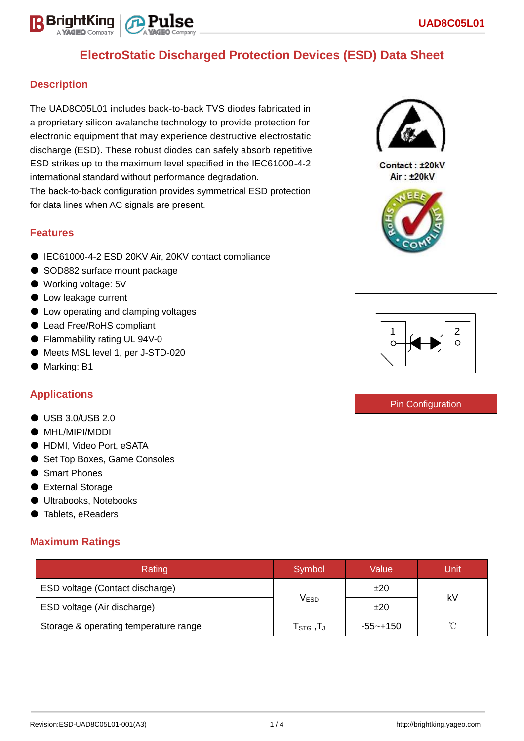# ElectroStatic Discharged Protection Devices (ESD) Data Sheet

## Description

The UAD8C05L01 includes back-to-back TVS diodes fabricated in a proprietary silicon avalanche technology to provide protection for electronic equipment that may experience destructive electrostatic discharge (ESD). These robust diodes can safely absorb repetitive ESD strikes up to the maximum level specified in the IEC61000-4-2 international standard without performance degradation.
The back-to-back configuration provides symmetrical ESD protection for data lines when AC signals are present.

Contact : ±20kV
Air : ±20kV

## Features

- IEC61000-4-2 ESD 20KV Air, 20KV contact compliance
- SOD882 surface mount package
- Working voltage: 5V
- Low leakage current
- Low operating and clamping voltages
- Lead Free/RoHS compliant
- Flammability rating UL 94V-0
- Meets MSL level 1, per J-STD-020
- Marking: B1

Pin Configuration

## Applications

- USB 3.0/USB 2.0
- MHL/MIPI/MDDI
- HDMI, Video Port, eSATA
- Set Top Boxes, Game Consoles
- Smart Phones
- External Storage
- Ultrabooks, Notebooks
- Tablets, eReaders

## Maximum Ratings

| Rating | Symbol | Value | Unit |
|---|---|---|---|
| ESD voltage (Contact discharge) | $V_{ESD}$ | ±20 | kV |
| ESD voltage (Air discharge) | | ±20 | |
| Storage & operating temperature range | $T_{STG}$ ,$T_J$ | -55~+150 | ℃ |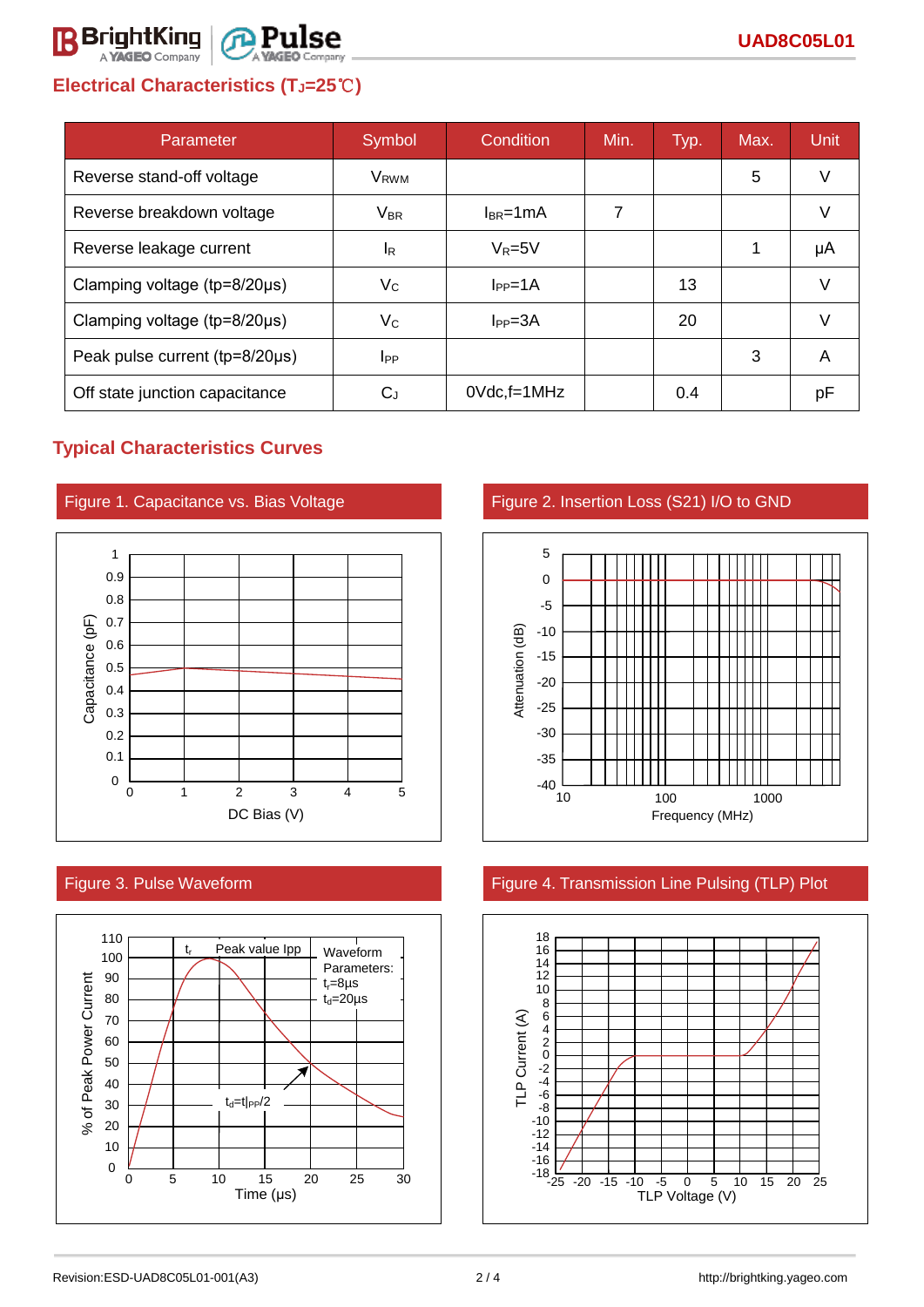## Electrical Characteristics ($T_J$=25℃)

| Parameter | Symbol | Condition | Min. | Typ. | Max. | Unit |
|---|---|---|---|---|---|---|
| Reverse stand-off voltage | $V_{RWM}$ | | | | 5 | V |
| Reverse breakdown voltage | $V_{BR}$ | $I_{BR}$=1mA | 7 | | | V |
| Reverse leakage current | $I_R$ | $V_R$=5V | | | 1 | μA |
| Clamping voltage (tp=8/20μs) | $V_C$ | $I_{PP}$=1A | | 13 | | V |
| Clamping voltage (tp=8/20μs) | $V_C$ | $I_{PP}$=3A | | 20 | | V |
| Peak pulse current (tp=8/20μs) | $I_{PP}$ | | | | 3 | A |
| Off state junction capacitance | $C_J$ | 0Vdc,f=1MHz | | 0.4 | | pF |

## Typical Characteristics Curves

Figure 1. Capacitance vs. Bias Voltage

Figure 2. Insertion Loss (S21) I/O to GND

Figure 3. Pulse Waveform

Figure 4. Transmission Line Pulsing (TLP) Plot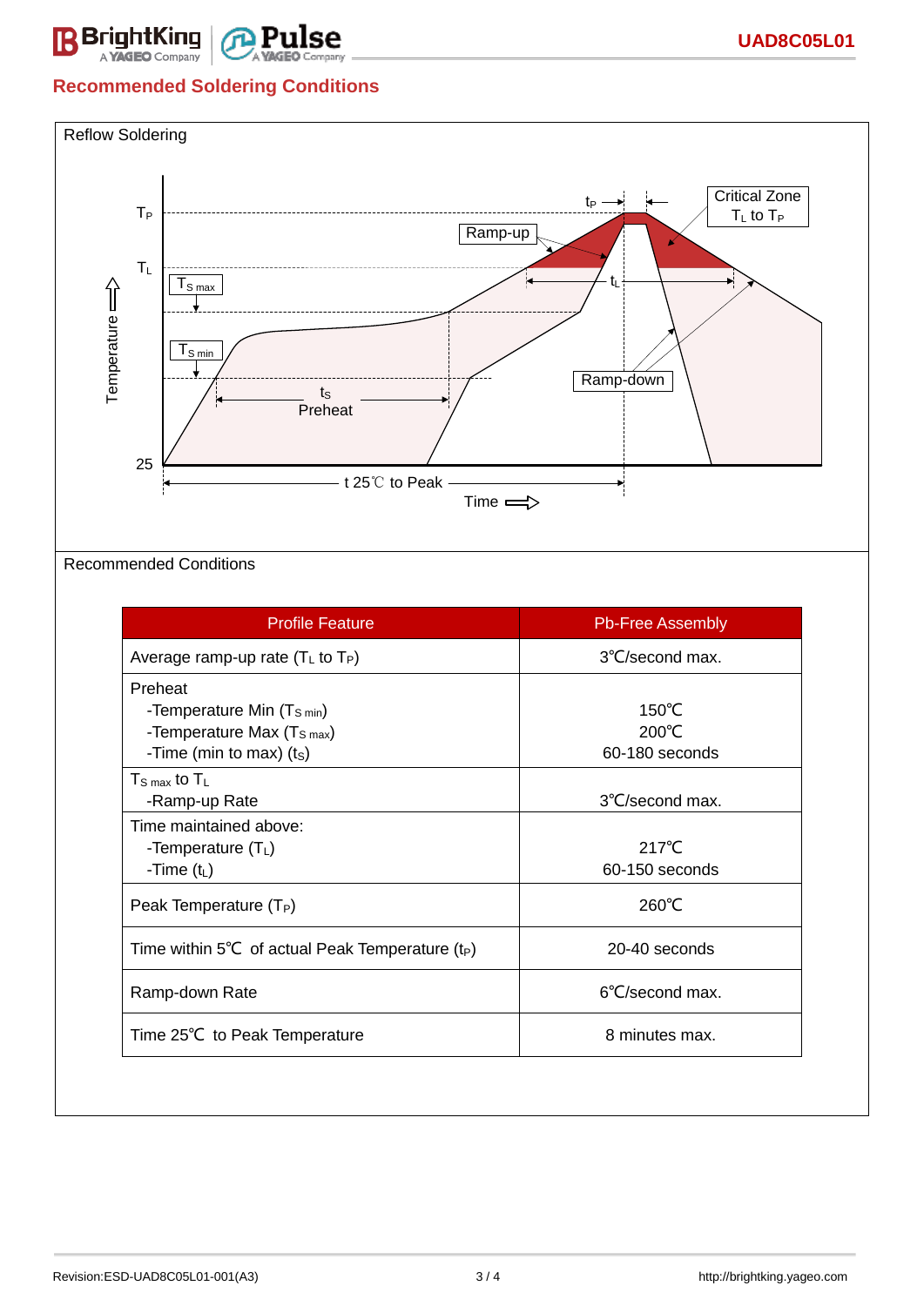## Recommended Soldering Conditions

Reflow Soldering

Recommended Conditions

| Profile Feature | Pb-Free Assembly |
|---|---|
| Average ramp-up rate ($T_L$ to $T_P$) | 3℃/second max. |
| Preheat<br>-Temperature Min ($T_{S\ min}$)<br>-Temperature Max ($T_{S\ max}$)<br>-Time (min to max) ($t_S$) | 150℃<br>200℃<br>60-180 seconds |
| $T_{S\ max}$ to $T_L$<br>-Ramp-up Rate | 3℃/second max. |
| Time maintained above:<br>-Temperature ($T_L$)<br>-Time ($t_L$) | 217℃<br>60-150 seconds |
| Peak Temperature ($T_P$) | 260℃ |
| Time within 5℃ of actual Peak Temperature ($t_P$) | 20-40 seconds |
| Ramp-down Rate | 6℃/second max. |
| Time 25℃ to Peak Temperature | 8 minutes max. |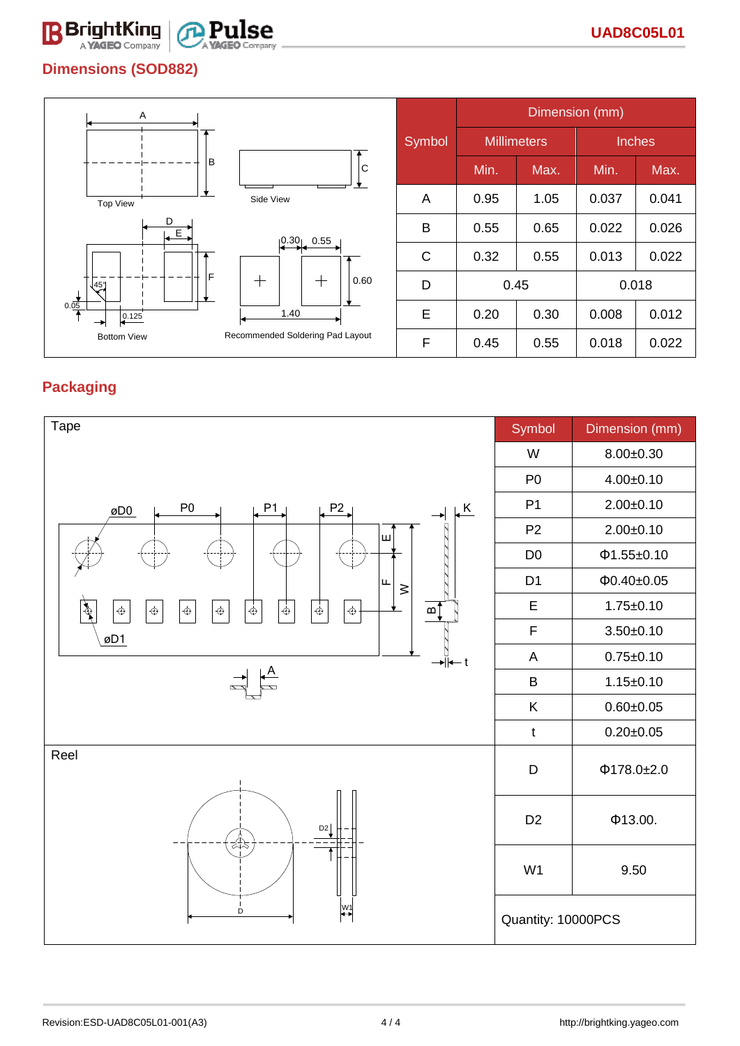## Dimensions (SOD882)

Top View

A

B

Side View

C

Bottom View

D

E

F

45°

0.05

0.125

Recommended Soldering Pad Layout

0.30

0.55

0.60

1.40

| Symbol | Dimension (mm) | | | |
|---|---|---|---|---|
| | Millimeters | | Inches | |
| | Min. | Max. | Min. | Max. |
| A | 0.95 | 1.05 | 0.037 | 0.041 |
| B | 0.55 | 0.65 | 0.022 | 0.026 |
| C | 0.32 | 0.55 | 0.013 | 0.022 |
| D | 0.45 | | 0.018 | |
| E | 0.20 | 0.30 | 0.008 | 0.012 |
| F | 0.45 | 0.55 | 0.018 | 0.022 |

## Packaging

Tape

øD0

P0

P1

P2

K

E

F

W

B

øD1

A

t

Reel

D2

D

W1

| Symbol | Dimension (mm) |
|---|---|
| W | 8.00±0.30 |
| P0 | 4.00±0.10 |
| P1 | 2.00±0.10 |
| P2 | 2.00±0.10 |
| D0 | Φ1.55±0.10 |
| D1 | Φ0.40±0.05 |
| E | 1.75±0.10 |
| F | 3.50±0.10 |
| A | 0.75±0.10 |
| B | 1.15±0.10 |
| K | 0.60±0.05 |
| t | 0.20±0.05 |
| D | Φ178.0±2.0 |
| D2 | Φ13.00. |
| W1 | 9.50 |

Quantity: 10000PCS